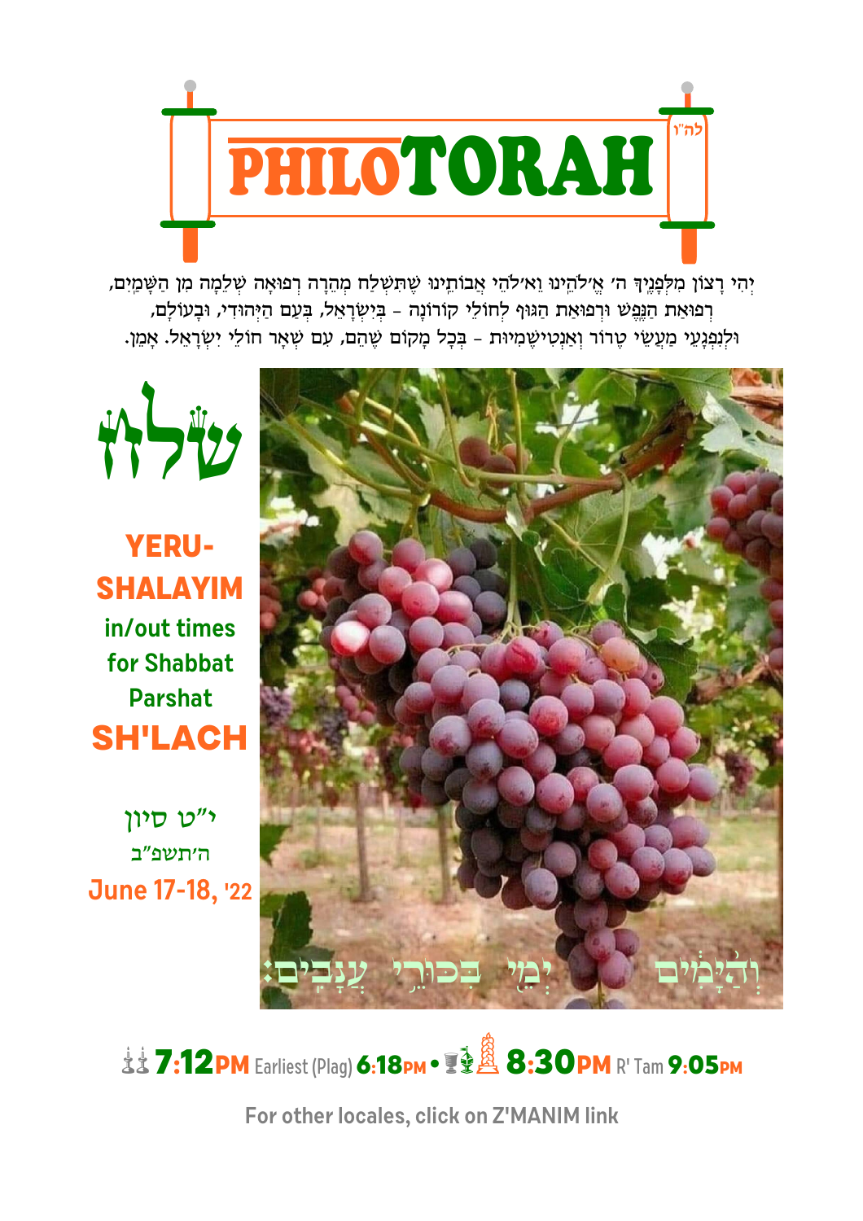# PHILOTORAH

לה"ו

יְהִי רָצוֹן מִלְּפָנֶיךָ ה' אֱ-לֹהֵינוּ וֵא-לֹהֵי אֲבוֹתֵינוּ שֶׁתִּשְׁלַח מְהֵרָה רְפוּאָה שְׁלֵמָה מִן הַשָּׁמַיִם,
רְפוּאַת הַנֶּפֶשׁ וּרְפוּאַת הַגּוּף לְחוֹלֵי קוֹרוֹנָה - בְּיִשְׂרָאֵל, בְּעַם הַיְּהוּדִי, וּבָעוֹלָם,
וּלְנִפְגָּעֵי מַעֲשֵׂי טֵרוֹר וְאַנְטִישֵׁמִיּוּת - בְּכָל מָקוֹם שֶׁהֵם, עִם שְׁאָר חוֹלֵי יִשְׂרָאֵל. אָמֵן.

## שלח

**YERUSHALAYIM in/out times for Shabbat Parshat SH'LACH**

י"ט סיון
ה'תשפ"ב

**June 17-18, '22**

וְהַיָּמִ֕ים יְמֵ֖י בִּכּוּרֵ֥י עֲנָבִֽים׃

**7:12PM** Earliest (Plag) **6:18PM** • **8:30PM** R' Tam **9:05PM**

For other locales, click on Z'MANIM link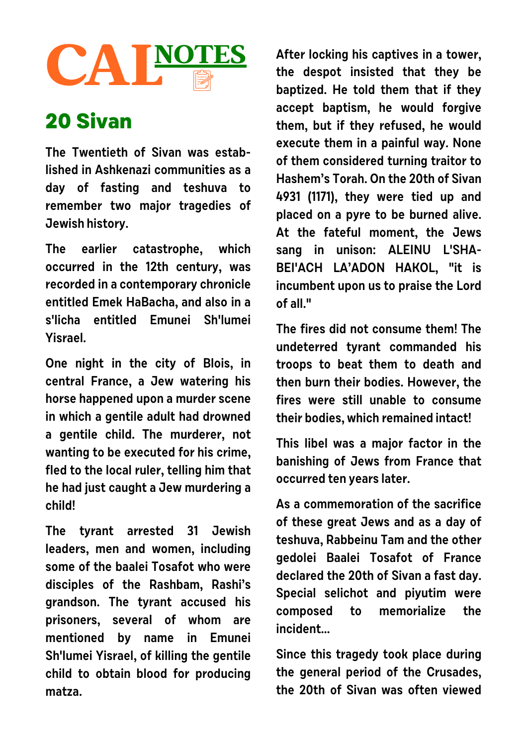# CAL NOTES

## 20 Sivan

The Twentieth of Sivan was established in Ashkenazi communities as a day of fasting and teshuva to remember two major tragedies of Jewish history.

The earlier catastrophe, which occurred in the 12th century, was recorded in a contemporary chronicle entitled Emek HaBacha, and also in a s'licha entitled Emunei Sh'lumei Yisrael.

One night in the city of Blois, in central France, a Jew watering his horse happened upon a murder scene in which a gentile adult had drowned a gentile child. The murderer, not wanting to be executed for his crime, fled to the local ruler, telling him that he had just caught a Jew murdering a child!

The tyrant arrested 31 Jewish leaders, men and women, including some of the baalei Tosafot who were disciples of the Rashbam, Rashi's grandson. The tyrant accused his prisoners, several of whom are mentioned by name in Emunei Sh'lumei Yisrael, of killing the gentile child to obtain blood for producing matza.

After locking his captives in a tower, the despot insisted that they be baptized. He told them that if they accept baptism, he would forgive them, but if they refused, he would execute them in a painful way. None of them considered turning traitor to Hashem's Torah. On the 20th of Sivan 4931 (1171), they were tied up and placed on a pyre to be burned alive. At the fateful moment, the Jews sang in unison: ALEINU L'SHA-BEI'ACH LA'ADON HAKOL, "it is incumbent upon us to praise the Lord of all."

The fires did not consume them! The undeterred tyrant commanded his troops to beat them to death and then burn their bodies. However, the fires were still unable to consume their bodies, which remained intact!

This libel was a major factor in the banishing of Jews from France that occurred ten years later.

As a commemoration of the sacrifice of these great Jews and as a day of teshuva, Rabbeinu Tam and the other gedolei Baalei Tosafot of France declared the 20th of Sivan a fast day. Special selichot and piyutim were composed to memorialize the incident...

Since this tragedy took place during the general period of the Crusades, the 20th of Sivan was often viewed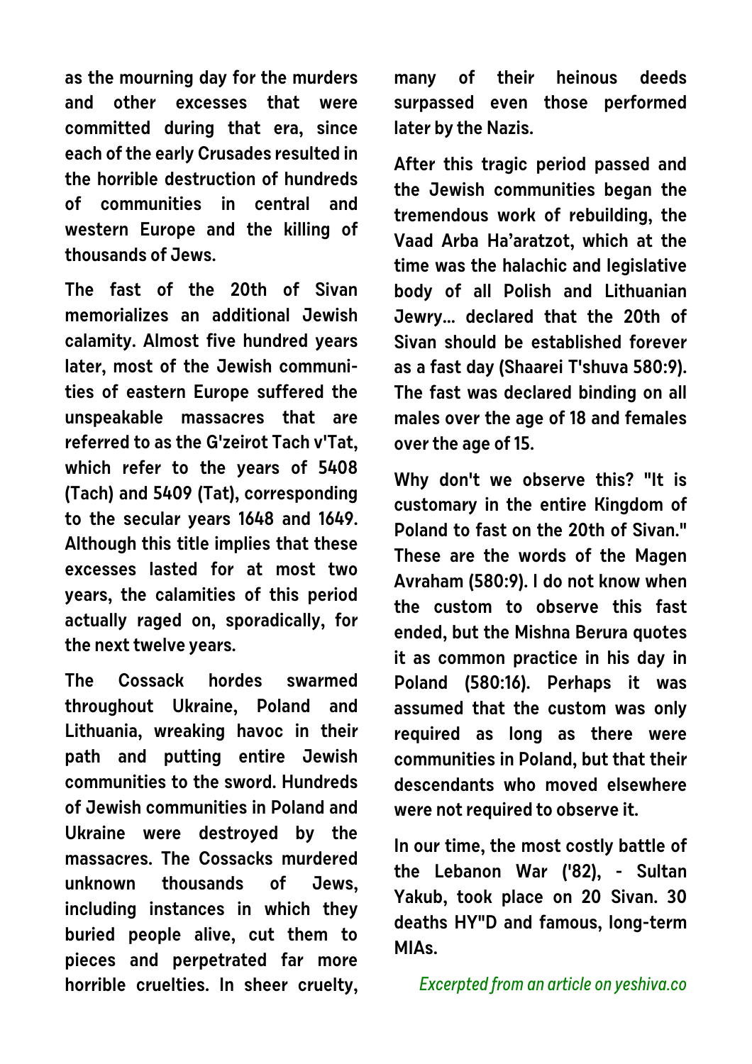**as the mourning day for the murders and other excesses that were committed during that era, since each of the early Crusades resulted in the horrible destruction of hundreds of communities in central and western Europe and the killing of thousands of Jews.**

**The fast of the 20th of Sivan memorializes an additional Jewish calamity. Almost five hundred years later, most of the Jewish communities of eastern Europe suffered the unspeakable massacres that are referred to as the G'zeirot Tach v'Tat, which refer to the years of 5408 (Tach) and 5409 (Tat), corresponding to the secular years 1648 and 1649. Although this title implies that these excesses lasted for at most two years, the calamities of this period actually raged on, sporadically, for the next twelve years.**

**The Cossack hordes swarmed throughout Ukraine, Poland and Lithuania, wreaking havoc in their path and putting entire Jewish communities to the sword. Hundreds of Jewish communities in Poland and Ukraine were destroyed by the massacres. The Cossacks murdered unknown thousands of Jews, including instances in which they buried people alive, cut them to pieces and perpetrated far more horrible cruelties. In sheer cruelty, many of their heinous deeds surpassed even those performed later by the Nazis.**

**After this tragic period passed and the Jewish communities began the tremendous work of rebuilding, the Vaad Arba Ha'aratzot, which at the time was the halachic and legislative body of all Polish and Lithuanian Jewry... declared that the 20th of Sivan should be established forever as a fast day (Shaarei T'shuva 580:9). The fast was declared binding on all males over the age of 18 and females over the age of 15.**

**Why don't we observe this? "It is customary in the entire Kingdom of Poland to fast on the 20th of Sivan." These are the words of the Magen Avraham (580:9). I do not know when the custom to observe this fast ended, but the Mishna Berura quotes it as common practice in his day in Poland (580:16). Perhaps it was assumed that the custom was only required as long as there were communities in Poland, but that their descendants who moved elsewhere were not required to observe it.**

**In our time, the most costly battle of the Lebanon War ('82), - Sultan Yakub, took place on 20 Sivan. 30 deaths HY"D and famous, long-term MIAs.**

*Excerpted from an article on yeshiva.co*